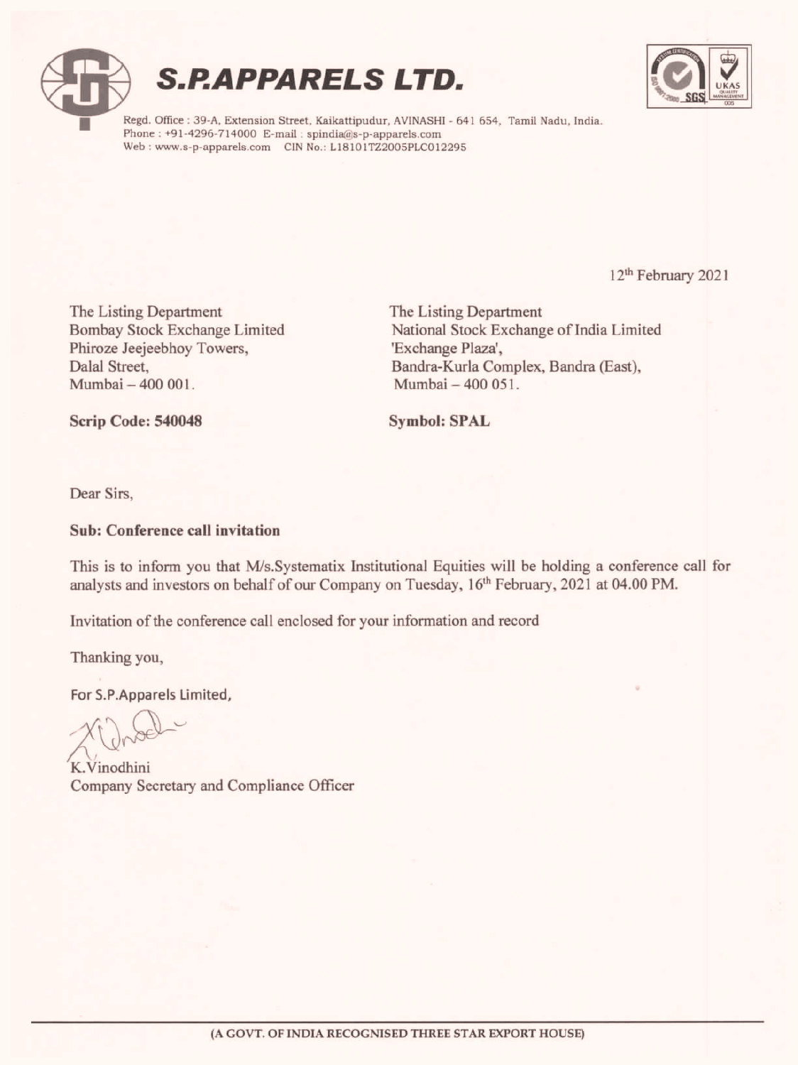# S.P.APPAREL S LTD.

Regd. Office : 39-A, Extension Street, Kaikattipudur, AVINASHI - 641 654, Tamil Nadu, India.
Phone : +91-4296-714000 E-mail : spindia@s-p-apparels.com
Web : www.s-p-apparels.com CIN No.: L18101TZ2005PLC012295

12th February 2021

The Listing Department
Bombay Stock Exchange Limited
Phiroze Jeejeebhoy Towers,
Dalal Street,
Mumbai – 400 001.

**Scrip Code: 540048**

The Listing Department
National Stock Exchange of India Limited
'Exchange Plaza',
Bandra-Kurla Complex, Bandra (East),
Mumbai – 400 051.

**Symbol: SPAL**

Dear Sirs,

**Sub: Conference call invitation**

This is to inform you that M/s.Systematix Institutional Equities will be holding a conference call for analysts and investors on behalf of our Company on Tuesday, 16th February, 2021 at 04.00 PM.

Invitation of the conference call enclosed for your information and record

Thanking you,

For S.P.Apparels Limited,

K.Vinodhini
Company Secretary and Compliance Officer

(A GOVT. OF INDIA RECOGNISED THREE STAR EXPORT HOUSE)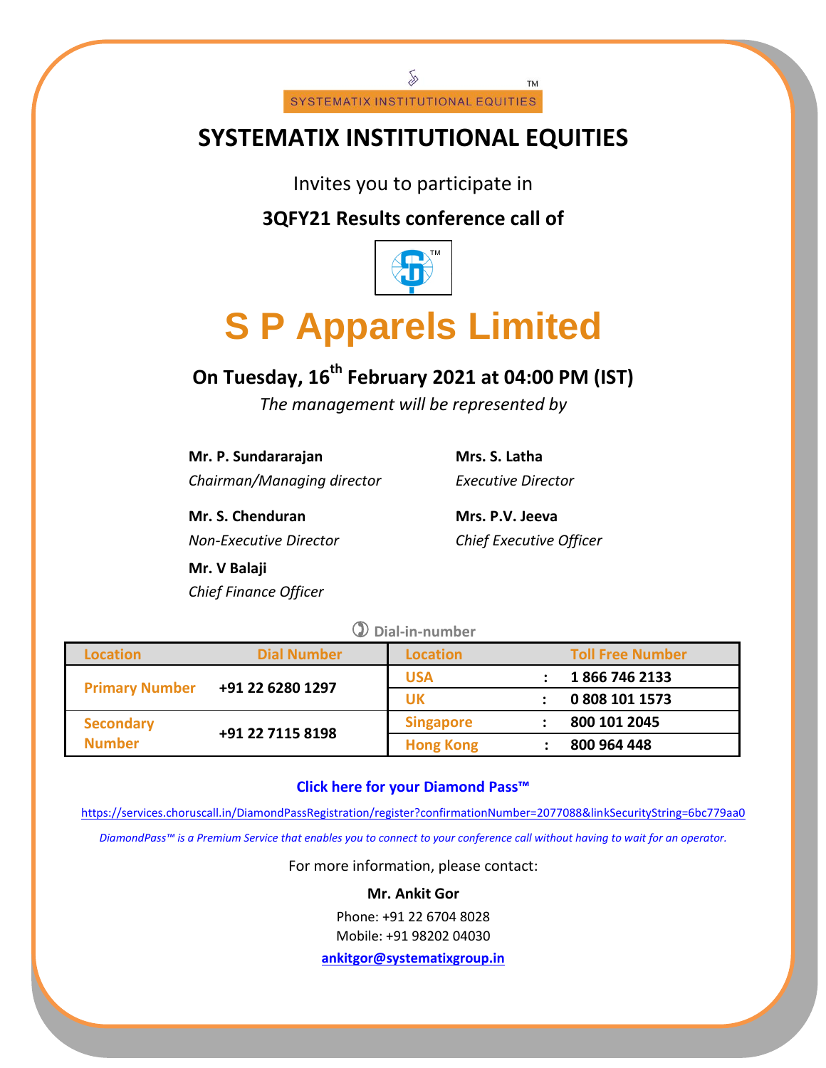SYSTEMATIX INSTITUTIONAL EQUITIES™

# SYSTEMATIX INSTITUTIONAL EQUITIES

Invites you to participate in

**3QFY21 Results conference call of**

# S P Apparels Limited

**On Tuesday, 16th February 2021 at 04:00 PM (IST)**

*The management will be represented by*

**Mr. P. Sundararajan**
*Chairman/Managing director*

**Mrs. S. Latha**
*Executive Director*

**Mr. S. Chenduran**
*Non-Executive Director*

**Mrs. P.V. Jeeva**
*Chief Executive Officer*

**Mr. V Balaji**
*Chief Finance Officer*

**Dial-in-number**

| Location | Dial Number | Location | | Toll Free Number |
|---|---|---|---|---|
| Primary Number | +91 22 6280 1297 | USA | : | 1 866 746 2133 |
| | | UK | : | 0 808 101 1573 |
| Secondary Number | +91 22 7115 8198 | Singapore | : | 800 101 2045 |
| | | Hong Kong | : | 800 964 448 |

**Click here for your Diamond Pass™**

https://services.choruscall.in/DiamondPassRegistration/register?confirmationNumber=2077088&linkSecurityString=6bc779aa0

*DiamondPass™ is a Premium Service that enables you to connect to your conference call without having to wait for an operator.*

For more information, please contact:

**Mr. Ankit Gor**

Phone: +91 22 6704 8028

Mobile: +91 98202 04030

**ankitgor@systematixgroup.in**